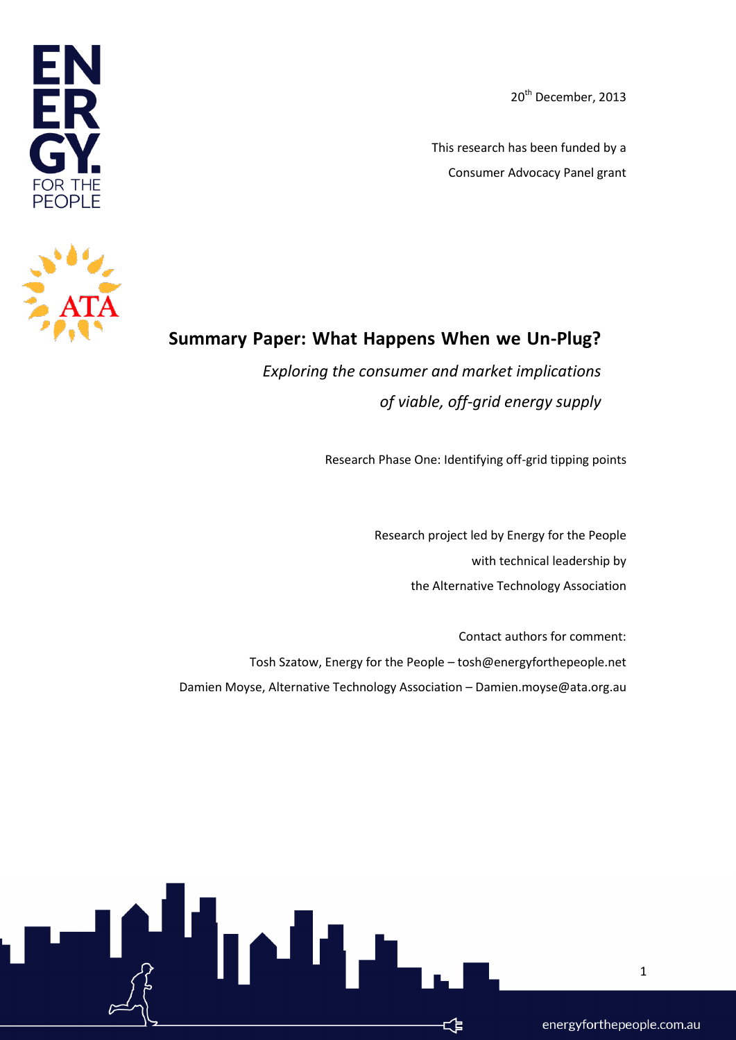20th December, 2013

This research has been funded by a Consumer Advocacy Panel grant

# Summary Paper: What Happens When we Un-Plug?

*Exploring the consumer and market implications of viable, off-grid energy supply*

Research Phase One: Identifying off-grid tipping points

Research project led by Energy for the People with technical leadership by the Alternative Technology Association

Contact authors for comment:

Tosh Szatow, Energy for the People – tosh@energyforthepeople.net

Damien Moyse, Alternative Technology Association – Damien.moyse@ata.org.au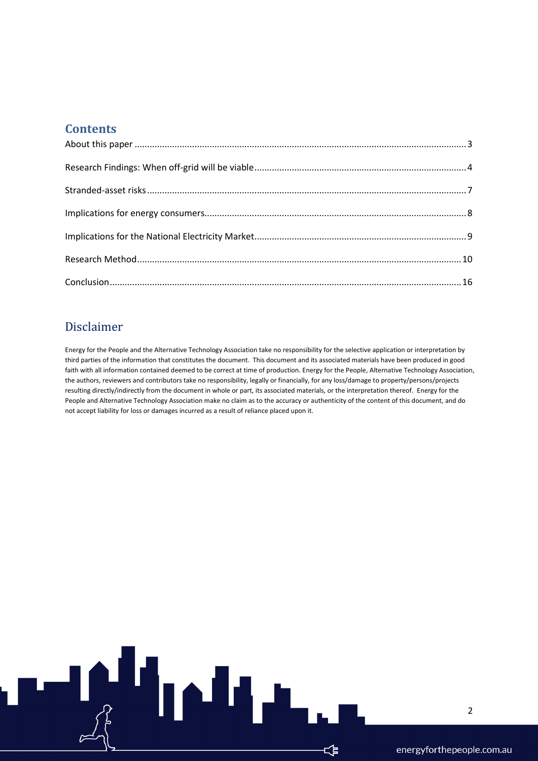## Contents

About this paper .......... 3

Research Findings: When off-grid will be viable .......... 4

Stranded-asset risks .......... 7

Implications for energy consumers .......... 8

Implications for the National Electricity Market .......... 9

Research Method .......... 10

Conclusion .......... 16

## Disclaimer

Energy for the People and the Alternative Technology Association take no responsibility for the selective application or interpretation by third parties of the information that constitutes the document. This document and its associated materials have been produced in good faith with all information contained deemed to be correct at time of production. Energy for the People, Alternative Technology Association, the authors, reviewers and contributors take no responsibility, legally or financially, for any loss/damage to property/persons/projects resulting directly/indirectly from the document in whole or part, its associated materials, or the interpretation thereof. Energy for the People and Alternative Technology Association make no claim as to the accuracy or authenticity of the content of this document, and do not accept liability for loss or damages incurred as a result of reliance placed upon it.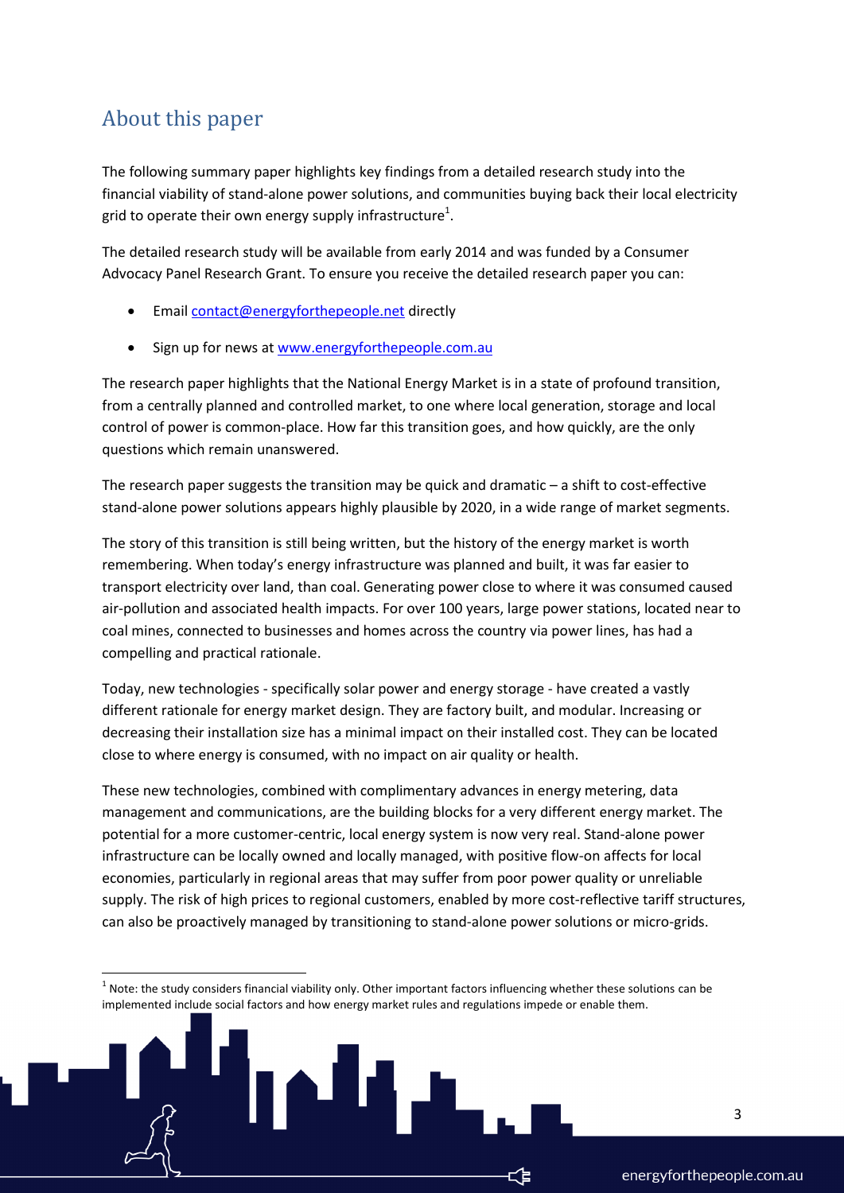## About this paper

The following summary paper highlights key findings from a detailed research study into the financial viability of stand-alone power solutions, and communities buying back their local electricity grid to operate their own energy supply infrastructure[1].

The detailed research study will be available from early 2014 and was funded by a Consumer Advocacy Panel Research Grant. To ensure you receive the detailed research paper you can:

- Email contact@energyforthepeople.net directly
- Sign up for news at www.energyforthepeople.com.au

The research paper highlights that the National Energy Market is in a state of profound transition, from a centrally planned and controlled market, to one where local generation, storage and local control of power is common-place. How far this transition goes, and how quickly, are the only questions which remain unanswered.

The research paper suggests the transition may be quick and dramatic – a shift to cost-effective stand-alone power solutions appears highly plausible by 2020, in a wide range of market segments.

The story of this transition is still being written, but the history of the energy market is worth remembering. When today's energy infrastructure was planned and built, it was far easier to transport electricity over land, than coal. Generating power close to where it was consumed caused air-pollution and associated health impacts. For over 100 years, large power stations, located near to coal mines, connected to businesses and homes across the country via power lines, has had a compelling and practical rationale.

Today, new technologies - specifically solar power and energy storage - have created a vastly different rationale for energy market design. They are factory built, and modular. Increasing or decreasing their installation size has a minimal impact on their installed cost. They can be located close to where energy is consumed, with no impact on air quality or health.

These new technologies, combined with complimentary advances in energy metering, data management and communications, are the building blocks for a very different energy market. The potential for a more customer-centric, local energy system is now very real. Stand-alone power infrastructure can be locally owned and locally managed, with positive flow-on affects for local economies, particularly in regional areas that may suffer from poor power quality or unreliable supply. The risk of high prices to regional customers, enabled by more cost-reflective tariff structures, can also be proactively managed by transitioning to stand-alone power solutions or micro-grids.

[1] Note: the study considers financial viability only. Other important factors influencing whether these solutions can be implemented include social factors and how energy market rules and regulations impede or enable them.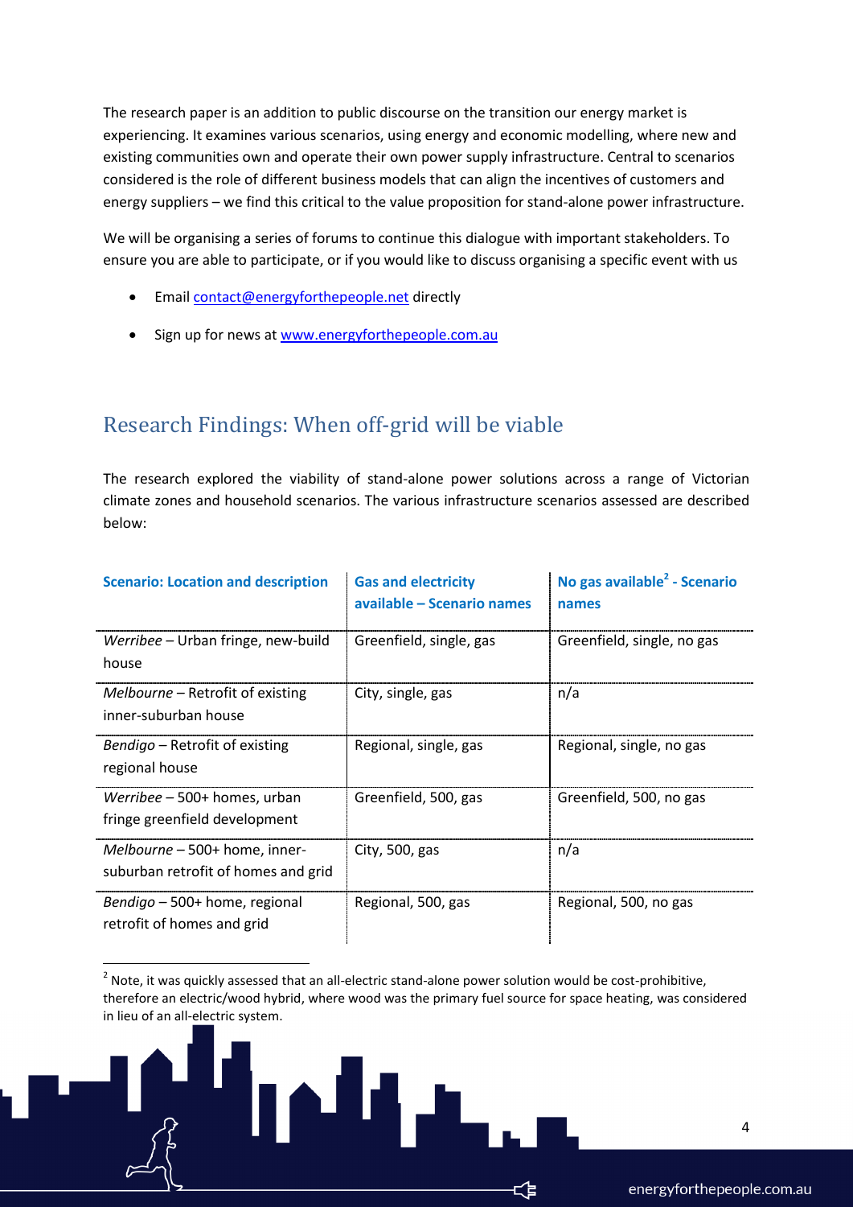The research paper is an addition to public discourse on the transition our energy market is experiencing. It examines various scenarios, using energy and economic modelling, where new and existing communities own and operate their own power supply infrastructure. Central to scenarios considered is the role of different business models that can align the incentives of customers and energy suppliers – we find this critical to the value proposition for stand-alone power infrastructure.

We will be organising a series of forums to continue this dialogue with important stakeholders. To ensure you are able to participate, or if you would like to discuss organising a specific event with us

- Email contact@energyforthepeople.net directly
- Sign up for news at www.energyforthepeople.com.au

## Research Findings: When off-grid will be viable

The research explored the viability of stand-alone power solutions across a range of Victorian climate zones and household scenarios. The various infrastructure scenarios assessed are described below:

| Scenario: Location and description | Gas and electricity available – Scenario names | No gas available[2] - Scenario names |
|---|---|---|
| *Werribee* – Urban fringe, new-build house | Greenfield, single, gas | Greenfield, single, no gas |
| *Melbourne* – Retrofit of existing inner-suburban house | City, single, gas | n/a |
| *Bendigo* – Retrofit of existing regional house | Regional, single, gas | Regional, single, no gas |
| *Werribee* – 500+ homes, urban fringe greenfield development | Greenfield, 500, gas | Greenfield, 500, no gas |
| *Melbourne* – 500+ home, inner-suburban retrofit of homes and grid | City, 500, gas | n/a |
| *Bendigo* – 500+ home, regional retrofit of homes and grid | Regional, 500, gas | Regional, 500, no gas |

[2] Note, it was quickly assessed that an all-electric stand-alone power solution would be cost-prohibitive, therefore an electric/wood hybrid, where wood was the primary fuel source for space heating, was considered in lieu of an all-electric system.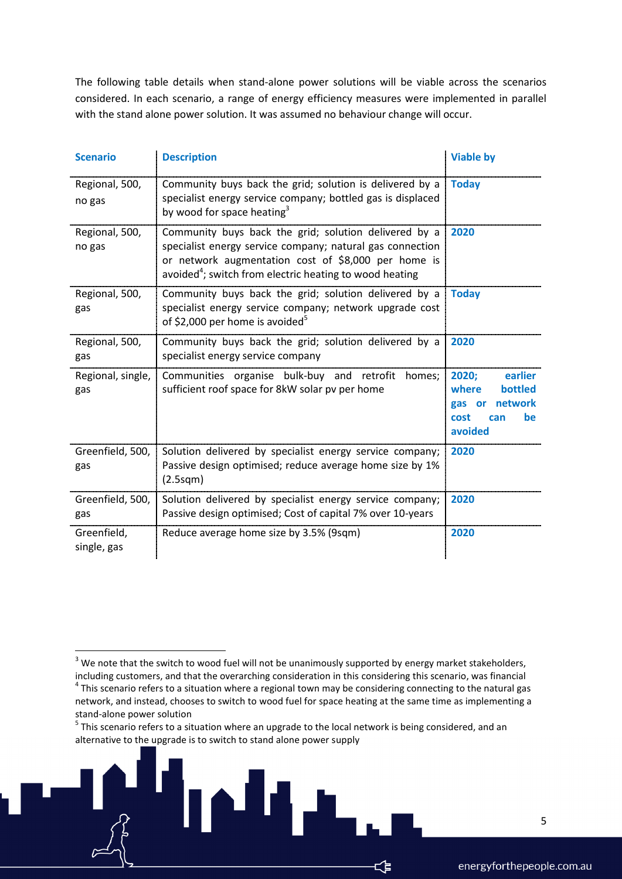The following table details when stand-alone power solutions will be viable across the scenarios considered. In each scenario, a range of energy efficiency measures were implemented in parallel with the stand alone power solution. It was assumed no behaviour change will occur.

| Scenario | Description | Viable by |
|---|---|---|
| Regional, 500, no gas | Community buys back the grid; solution is delivered by a specialist energy service company; bottled gas is displaced by wood for space heating[3] | **Today** |
| Regional, 500, no gas | Community buys back the grid; solution delivered by a specialist energy service company; natural gas connection or network augmentation cost of $8,000 per home is avoided[4]; switch from electric heating to wood heating | **2020** |
| Regional, 500, gas | Community buys back the grid; solution delivered by a specialist energy service company; network upgrade cost of $2,000 per home is avoided[5] | **Today** |
| Regional, 500, gas | Community buys back the grid; solution delivered by a specialist energy service company | **2020** |
| Regional, single, gas | Communities organise bulk-buy and retrofit homes; sufficient roof space for 8kW solar pv per home | **2020; earlier where bottled gas or network cost can be avoided** |
| Greenfield, 500, gas | Solution delivered by specialist energy service company; Passive design optimised; reduce average home size by 1% (2.5sqm) | **2020** |
| Greenfield, 500, gas | Solution delivered by specialist energy service company; Passive design optimised; Cost of capital 7% over 10-years | **2020** |
| Greenfield, single, gas | Reduce average home size by 3.5% (9sqm) | **2020** |

[3] We note that the switch to wood fuel will not be unanimously supported by energy market stakeholders, including customers, and that the overarching consideration in this considering this scenario, was financial

[4] This scenario refers to a situation where a regional town may be considering connecting to the natural gas network, and instead, chooses to switch to wood fuel for space heating at the same time as implementing a stand-alone power solution

[5] This scenario refers to a situation where an upgrade to the local network is being considered, and an alternative to the upgrade is to switch to stand alone power supply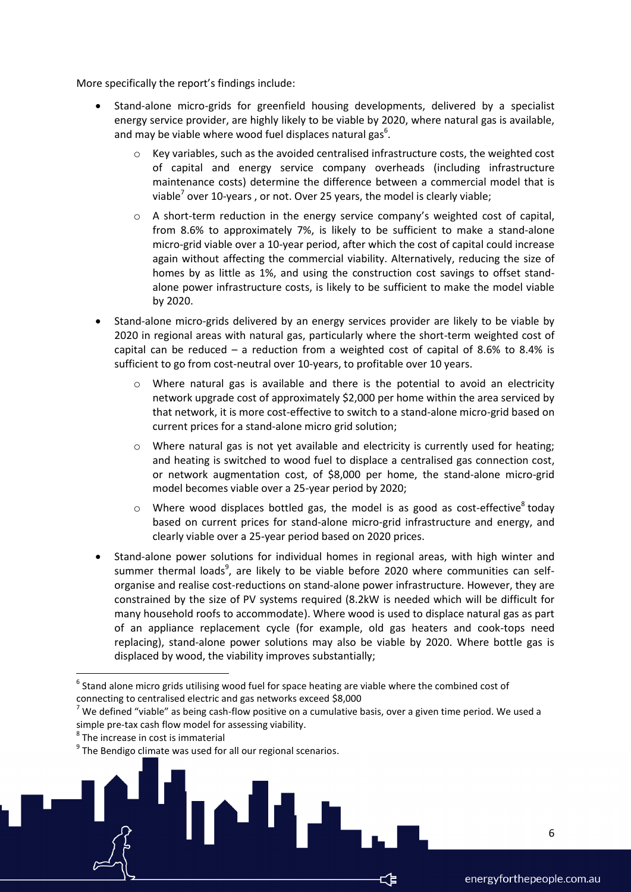More specifically the report's findings include:

- Stand-alone micro-grids for greenfield housing developments, delivered by a specialist energy service provider, are highly likely to be viable by 2020, where natural gas is available, and may be viable where wood fuel displaces natural gas[6].
    - Key variables, such as the avoided centralised infrastructure costs, the weighted cost of capital and energy service company overheads (including infrastructure maintenance costs) determine the difference between a commercial model that is viable[7] over 10-years , or not. Over 25 years, the model is clearly viable;
    - A short-term reduction in the energy service company's weighted cost of capital, from 8.6% to approximately 7%, is likely to be sufficient to make a stand-alone micro-grid viable over a 10-year period, after which the cost of capital could increase again without affecting the commercial viability. Alternatively, reducing the size of homes by as little as 1%, and using the construction cost savings to offset stand-alone power infrastructure costs, is likely to be sufficient to make the model viable by 2020.
- Stand-alone micro-grids delivered by an energy services provider are likely to be viable by 2020 in regional areas with natural gas, particularly where the short-term weighted cost of capital can be reduced – a reduction from a weighted cost of capital of 8.6% to 8.4% is sufficient to go from cost-neutral over 10-years, to profitable over 10 years.
    - Where natural gas is available and there is the potential to avoid an electricity network upgrade cost of approximately $2,000 per home within the area serviced by that network, it is more cost-effective to switch to a stand-alone micro-grid based on current prices for a stand-alone micro grid solution;
    - Where natural gas is not yet available and electricity is currently used for heating; and heating is switched to wood fuel to displace a centralised gas connection cost, or network augmentation cost, of $8,000 per home, the stand-alone micro-grid model becomes viable over a 25-year period by 2020;
    - Where wood displaces bottled gas, the model is as good as cost-effective[8] today based on current prices for stand-alone micro-grid infrastructure and energy, and clearly viable over a 25-year period based on 2020 prices.
- Stand-alone power solutions for individual homes in regional areas, with high winter and summer thermal loads[9], are likely to be viable before 2020 where communities can self-organise and realise cost-reductions on stand-alone power infrastructure. However, they are constrained by the size of PV systems required (8.2kW is needed which will be difficult for many household roofs to accommodate). Where wood is used to displace natural gas as part of an appliance replacement cycle (for example, old gas heaters and cook-tops need replacing), stand-alone power solutions may also be viable by 2020. Where bottle gas is displaced by wood, the viability improves substantially;

---

[6] Stand alone micro grids utilising wood fuel for space heating are viable where the combined cost of connecting to centralised electric and gas networks exceed $8,000

[7] We defined "viable" as being cash-flow positive on a cumulative basis, over a given time period. We used a simple pre-tax cash flow model for assessing viability.

[8] The increase in cost is immaterial

[9] The Bendigo climate was used for all our regional scenarios.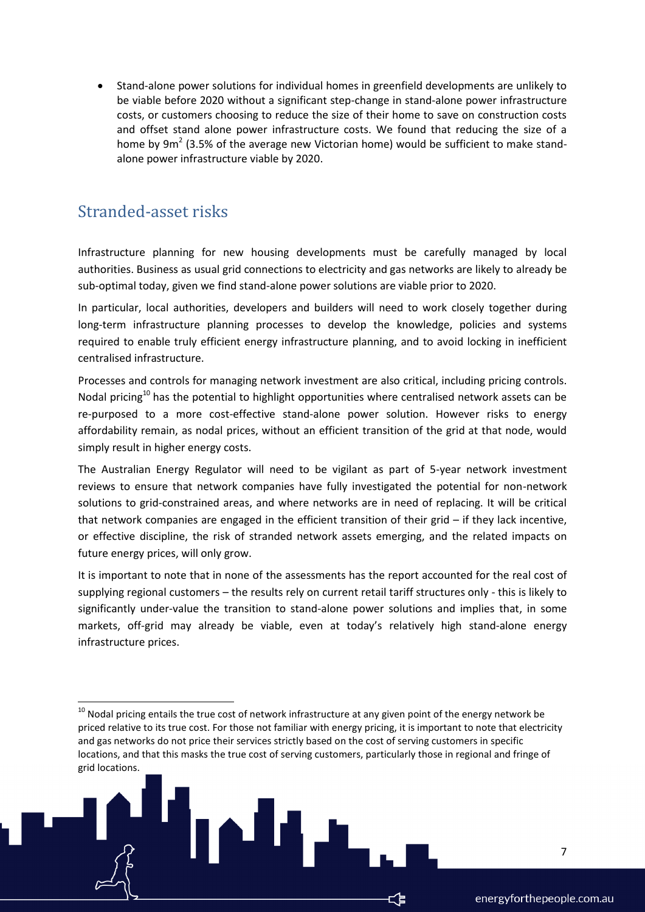- Stand-alone power solutions for individual homes in greenfield developments are unlikely to be viable before 2020 without a significant step-change in stand-alone power infrastructure costs, or customers choosing to reduce the size of their home to save on construction costs and offset stand alone power infrastructure costs. We found that reducing the size of a home by $9m^2$ (3.5% of the average new Victorian home) would be sufficient to make stand-alone power infrastructure viable by 2020.

## Stranded-asset risks

Infrastructure planning for new housing developments must be carefully managed by local authorities. Business as usual grid connections to electricity and gas networks are likely to already be sub-optimal today, given we find stand-alone power solutions are viable prior to 2020.

In particular, local authorities, developers and builders will need to work closely together during long-term infrastructure planning processes to develop the knowledge, policies and systems required to enable truly efficient energy infrastructure planning, and to avoid locking in inefficient centralised infrastructure.

Processes and controls for managing network investment are also critical, including pricing controls. Nodal pricing[10] has the potential to highlight opportunities where centralised network assets can be re-purposed to a more cost-effective stand-alone power solution. However risks to energy affordability remain, as nodal prices, without an efficient transition of the grid at that node, would simply result in higher energy costs.

The Australian Energy Regulator will need to be vigilant as part of 5-year network investment reviews to ensure that network companies have fully investigated the potential for non-network solutions to grid-constrained areas, and where networks are in need of replacing. It will be critical that network companies are engaged in the efficient transition of their grid – if they lack incentive, or effective discipline, the risk of stranded network assets emerging, and the related impacts on future energy prices, will only grow.

It is important to note that in none of the assessments has the report accounted for the real cost of supplying regional customers – the results rely on current retail tariff structures only - this is likely to significantly under-value the transition to stand-alone power solutions and implies that, in some markets, off-grid may already be viable, even at today's relatively high stand-alone energy infrastructure prices.

---

[10] Nodal pricing entails the true cost of network infrastructure at any given point of the energy network be priced relative to its true cost. For those not familiar with energy pricing, it is important to note that electricity and gas networks do not price their services strictly based on the cost of serving customers in specific locations, and that this masks the true cost of serving customers, particularly those in regional and fringe of grid locations.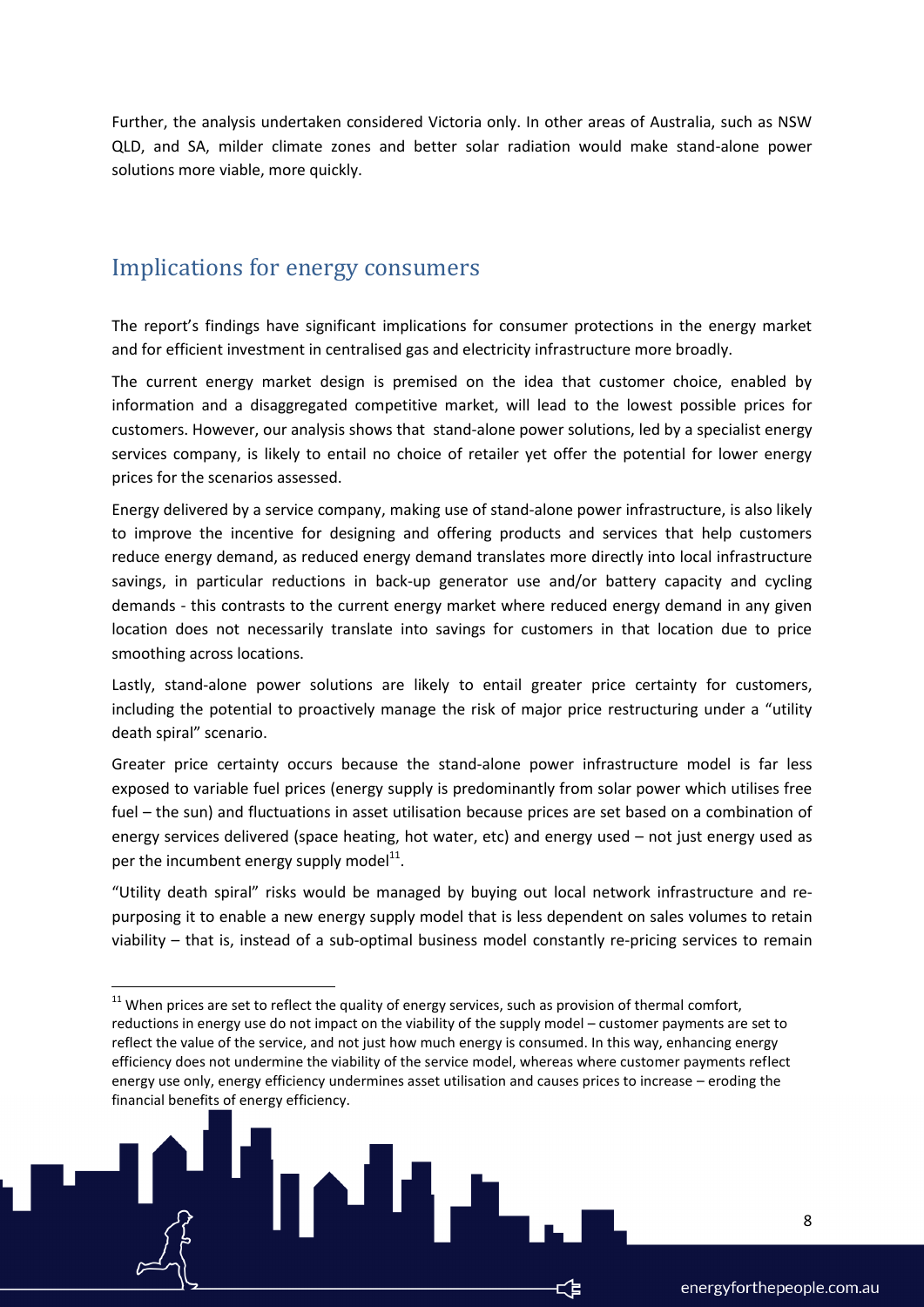Further, the analysis undertaken considered Victoria only. In other areas of Australia, such as NSW QLD, and SA, milder climate zones and better solar radiation would make stand-alone power solutions more viable, more quickly.

## Implications for energy consumers

The report's findings have significant implications for consumer protections in the energy market and for efficient investment in centralised gas and electricity infrastructure more broadly.

The current energy market design is premised on the idea that customer choice, enabled by information and a disaggregated competitive market, will lead to the lowest possible prices for customers. However, our analysis shows that stand-alone power solutions, led by a specialist energy services company, is likely to entail no choice of retailer yet offer the potential for lower energy prices for the scenarios assessed.

Energy delivered by a service company, making use of stand-alone power infrastructure, is also likely to improve the incentive for designing and offering products and services that help customers reduce energy demand, as reduced energy demand translates more directly into local infrastructure savings, in particular reductions in back-up generator use and/or battery capacity and cycling demands - this contrasts to the current energy market where reduced energy demand in any given location does not necessarily translate into savings for customers in that location due to price smoothing across locations.

Lastly, stand-alone power solutions are likely to entail greater price certainty for customers, including the potential to proactively manage the risk of major price restructuring under a "utility death spiral" scenario.

Greater price certainty occurs because the stand-alone power infrastructure model is far less exposed to variable fuel prices (energy supply is predominantly from solar power which utilises free fuel – the sun) and fluctuations in asset utilisation because prices are set based on a combination of energy services delivered (space heating, hot water, etc) and energy used – not just energy used as per the incumbent energy supply model[11].

"Utility death spiral" risks would be managed by buying out local network infrastructure and re-purposing it to enable a new energy supply model that is less dependent on sales volumes to retain viability – that is, instead of a sub-optimal business model constantly re-pricing services to remain

[11] When prices are set to reflect the quality of energy services, such as provision of thermal comfort, reductions in energy use do not impact on the viability of the supply model – customer payments are set to reflect the value of the service, and not just how much energy is consumed. In this way, enhancing energy efficiency does not undermine the viability of the service model, whereas where customer payments reflect energy use only, energy efficiency undermines asset utilisation and causes prices to increase – eroding the financial benefits of energy efficiency.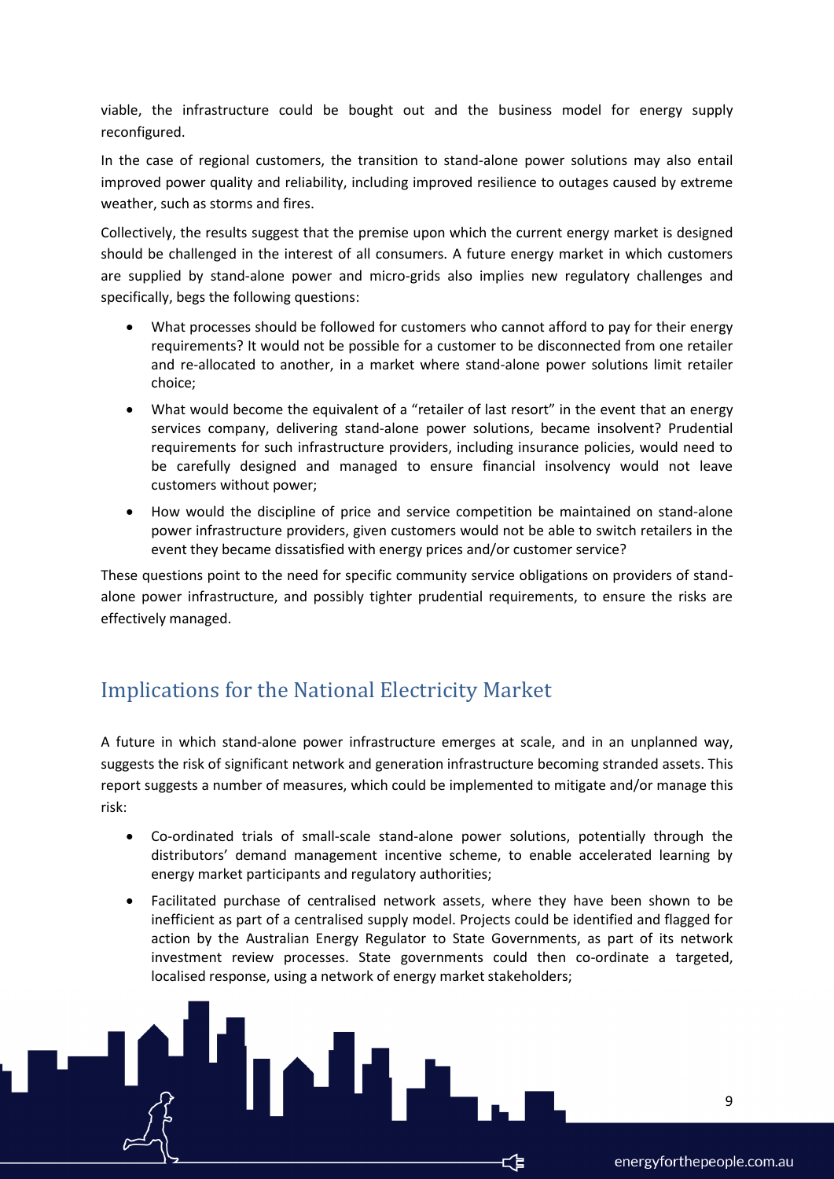viable, the infrastructure could be bought out and the business model for energy supply reconfigured.

In the case of regional customers, the transition to stand-alone power solutions may also entail improved power quality and reliability, including improved resilience to outages caused by extreme weather, such as storms and fires.

Collectively, the results suggest that the premise upon which the current energy market is designed should be challenged in the interest of all consumers. A future energy market in which customers are supplied by stand-alone power and micro-grids also implies new regulatory challenges and specifically, begs the following questions:

- What processes should be followed for customers who cannot afford to pay for their energy requirements? It would not be possible for a customer to be disconnected from one retailer and re-allocated to another, in a market where stand-alone power solutions limit retailer choice;
- What would become the equivalent of a "retailer of last resort" in the event that an energy services company, delivering stand-alone power solutions, became insolvent? Prudential requirements for such infrastructure providers, including insurance policies, would need to be carefully designed and managed to ensure financial insolvency would not leave customers without power;
- How would the discipline of price and service competition be maintained on stand-alone power infrastructure providers, given customers would not be able to switch retailers in the event they became dissatisfied with energy prices and/or customer service?

These questions point to the need for specific community service obligations on providers of stand-alone power infrastructure, and possibly tighter prudential requirements, to ensure the risks are effectively managed.

## Implications for the National Electricity Market

A future in which stand-alone power infrastructure emerges at scale, and in an unplanned way, suggests the risk of significant network and generation infrastructure becoming stranded assets. This report suggests a number of measures, which could be implemented to mitigate and/or manage this risk:

- Co-ordinated trials of small-scale stand-alone power solutions, potentially through the distributors' demand management incentive scheme, to enable accelerated learning by energy market participants and regulatory authorities;
- Facilitated purchase of centralised network assets, where they have been shown to be inefficient as part of a centralised supply model. Projects could be identified and flagged for action by the Australian Energy Regulator to State Governments, as part of its network investment review processes. State governments could then co-ordinate a targeted, localised response, using a network of energy market stakeholders;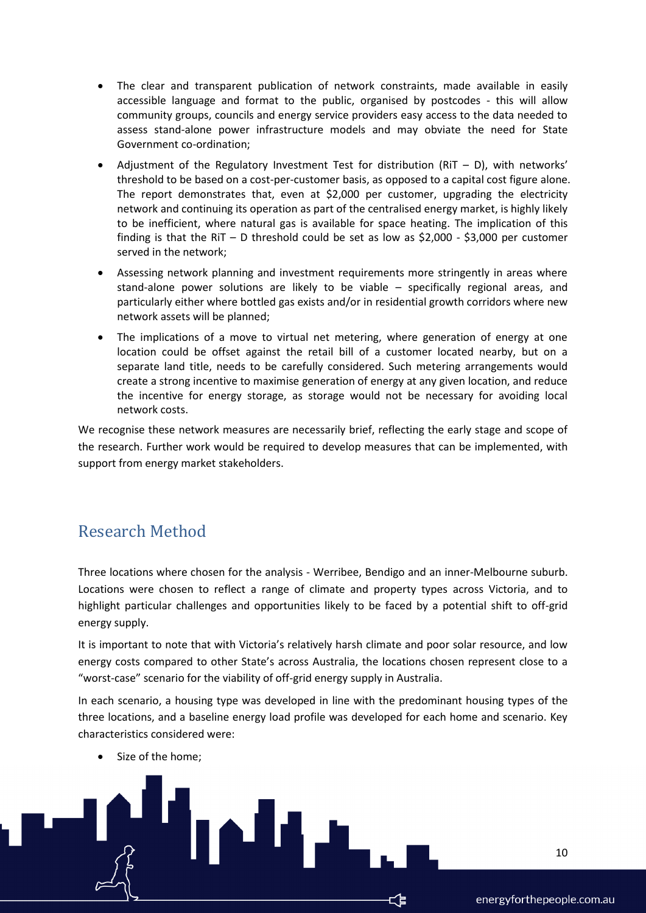- The clear and transparent publication of network constraints, made available in easily accessible language and format to the public, organised by postcodes - this will allow community groups, councils and energy service providers easy access to the data needed to assess stand-alone power infrastructure models and may obviate the need for State Government co-ordination;
- Adjustment of the Regulatory Investment Test for distribution (RiT – D), with networks' threshold to be based on a cost-per-customer basis, as opposed to a capital cost figure alone. The report demonstrates that, even at $2,000 per customer, upgrading the electricity network and continuing its operation as part of the centralised energy market, is highly likely to be inefficient, where natural gas is available for space heating. The implication of this finding is that the RiT – D threshold could be set as low as $2,000 - $3,000 per customer served in the network;
- Assessing network planning and investment requirements more stringently in areas where stand-alone power solutions are likely to be viable – specifically regional areas, and particularly either where bottled gas exists and/or in residential growth corridors where new network assets will be planned;
- The implications of a move to virtual net metering, where generation of energy at one location could be offset against the retail bill of a customer located nearby, but on a separate land title, needs to be carefully considered. Such metering arrangements would create a strong incentive to maximise generation of energy at any given location, and reduce the incentive for energy storage, as storage would not be necessary for avoiding local network costs.

We recognise these network measures are necessarily brief, reflecting the early stage and scope of the research. Further work would be required to develop measures that can be implemented, with support from energy market stakeholders.

## Research Method

Three locations where chosen for the analysis - Werribee, Bendigo and an inner-Melbourne suburb. Locations were chosen to reflect a range of climate and property types across Victoria, and to highlight particular challenges and opportunities likely to be faced by a potential shift to off-grid energy supply.

It is important to note that with Victoria's relatively harsh climate and poor solar resource, and low energy costs compared to other State's across Australia, the locations chosen represent close to a "worst-case" scenario for the viability of off-grid energy supply in Australia.

In each scenario, a housing type was developed in line with the predominant housing types of the three locations, and a baseline energy load profile was developed for each home and scenario. Key characteristics considered were:

- Size of the home;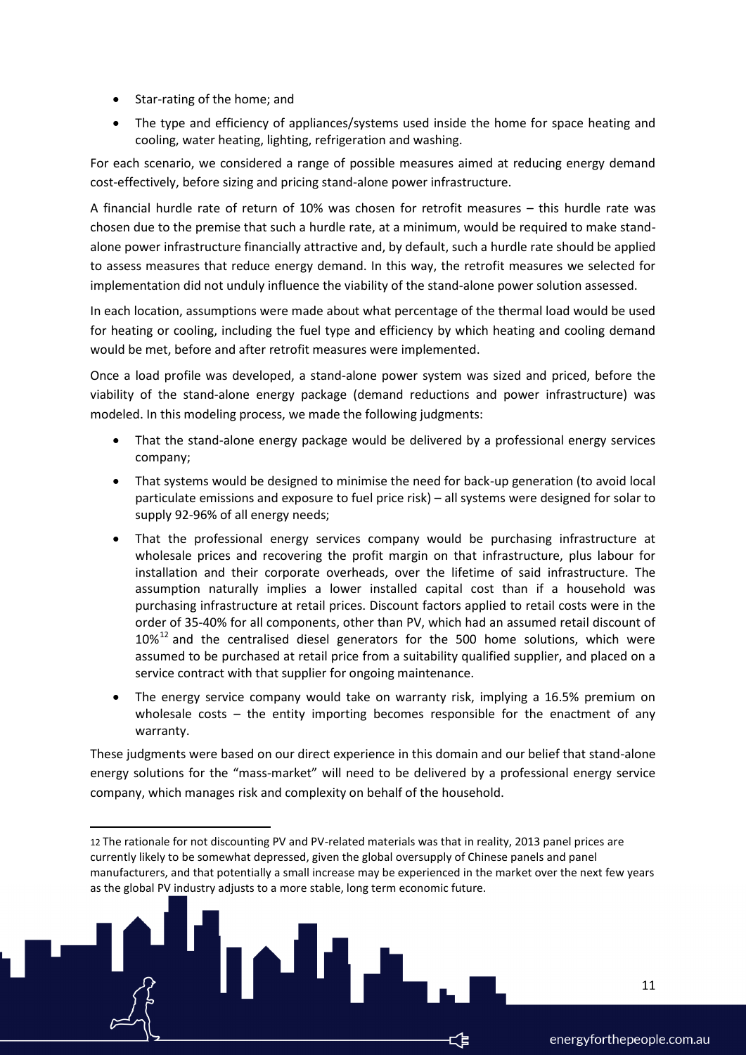- Star-rating of the home; and
- The type and efficiency of appliances/systems used inside the home for space heating and cooling, water heating, lighting, refrigeration and washing.

For each scenario, we considered a range of possible measures aimed at reducing energy demand cost-effectively, before sizing and pricing stand-alone power infrastructure.

A financial hurdle rate of return of 10% was chosen for retrofit measures – this hurdle rate was chosen due to the premise that such a hurdle rate, at a minimum, would be required to make stand-alone power infrastructure financially attractive and, by default, such a hurdle rate should be applied to assess measures that reduce energy demand. In this way, the retrofit measures we selected for implementation did not unduly influence the viability of the stand-alone power solution assessed.

In each location, assumptions were made about what percentage of the thermal load would be used for heating or cooling, including the fuel type and efficiency by which heating and cooling demand would be met, before and after retrofit measures were implemented.

Once a load profile was developed, a stand-alone power system was sized and priced, before the viability of the stand-alone energy package (demand reductions and power infrastructure) was modeled. In this modeling process, we made the following judgments:

- That the stand-alone energy package would be delivered by a professional energy services company;
- That systems would be designed to minimise the need for back-up generation (to avoid local particulate emissions and exposure to fuel price risk) – all systems were designed for solar to supply 92-96% of all energy needs;
- That the professional energy services company would be purchasing infrastructure at wholesale prices and recovering the profit margin on that infrastructure, plus labour for installation and their corporate overheads, over the lifetime of said infrastructure. The assumption naturally implies a lower installed capital cost than if a household was purchasing infrastructure at retail prices. Discount factors applied to retail costs were in the order of 35-40% for all components, other than PV, which had an assumed retail discount of 10%[12] and the centralised diesel generators for the 500 home solutions, which were assumed to be purchased at retail price from a suitability qualified supplier, and placed on a service contract with that supplier for ongoing maintenance.
- The energy service company would take on warranty risk, implying a 16.5% premium on wholesale costs – the entity importing becomes responsible for the enactment of any warranty.

These judgments were based on our direct experience in this domain and our belief that stand-alone energy solutions for the "mass-market" will need to be delivered by a professional energy service company, which manages risk and complexity on behalf of the household.

---

12 The rationale for not discounting PV and PV-related materials was that in reality, 2013 panel prices are currently likely to be somewhat depressed, given the global oversupply of Chinese panels and panel manufacturers, and that potentially a small increase may be experienced in the market over the next few years as the global PV industry adjusts to a more stable, long term economic future.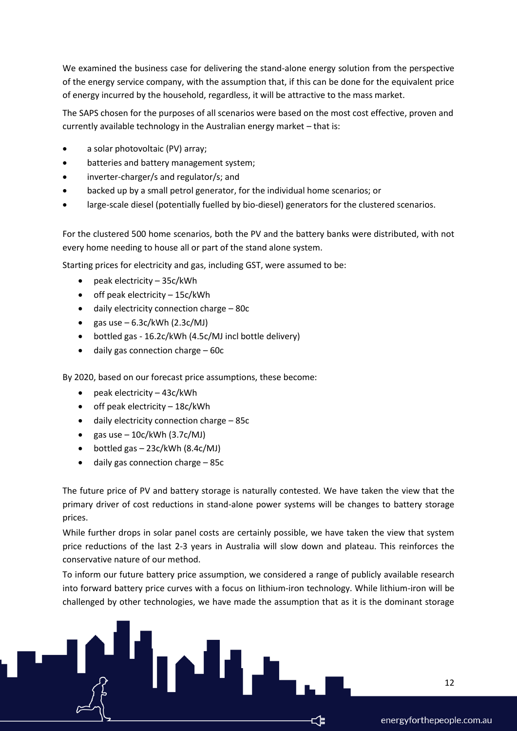We examined the business case for delivering the stand-alone energy solution from the perspective of the energy service company, with the assumption that, if this can be done for the equivalent price of energy incurred by the household, regardless, it will be attractive to the mass market.

The SAPS chosen for the purposes of all scenarios were based on the most cost effective, proven and currently available technology in the Australian energy market – that is:

- a solar photovoltaic (PV) array;
- batteries and battery management system;
- inverter-charger/s and regulator/s; and
- backed up by a small petrol generator, for the individual home scenarios; or
- large-scale diesel (potentially fuelled by bio-diesel) generators for the clustered scenarios.

For the clustered 500 home scenarios, both the PV and the battery banks were distributed, with not every home needing to house all or part of the stand alone system.

Starting prices for electricity and gas, including GST, were assumed to be:

- peak electricity – 35c/kWh
- off peak electricity – 15c/kWh
- daily electricity connection charge – 80c
- gas use – 6.3c/kWh (2.3c/MJ)
- bottled gas - 16.2c/kWh (4.5c/MJ incl bottle delivery)
- daily gas connection charge – 60c

By 2020, based on our forecast price assumptions, these become:

- peak electricity – 43c/kWh
- off peak electricity – 18c/kWh
- daily electricity connection charge – 85c
- gas use – 10c/kWh (3.7c/MJ)
- bottled gas – 23c/kWh (8.4c/MJ)
- daily gas connection charge – 85c

The future price of PV and battery storage is naturally contested. We have taken the view that the primary driver of cost reductions in stand-alone power systems will be changes to battery storage prices.

While further drops in solar panel costs are certainly possible, we have taken the view that system price reductions of the last 2-3 years in Australia will slow down and plateau. This reinforces the conservative nature of our method.

To inform our future battery price assumption, we considered a range of publicly available research into forward battery price curves with a focus on lithium-iron technology. While lithium-iron will be challenged by other technologies, we have made the assumption that as it is the dominant storage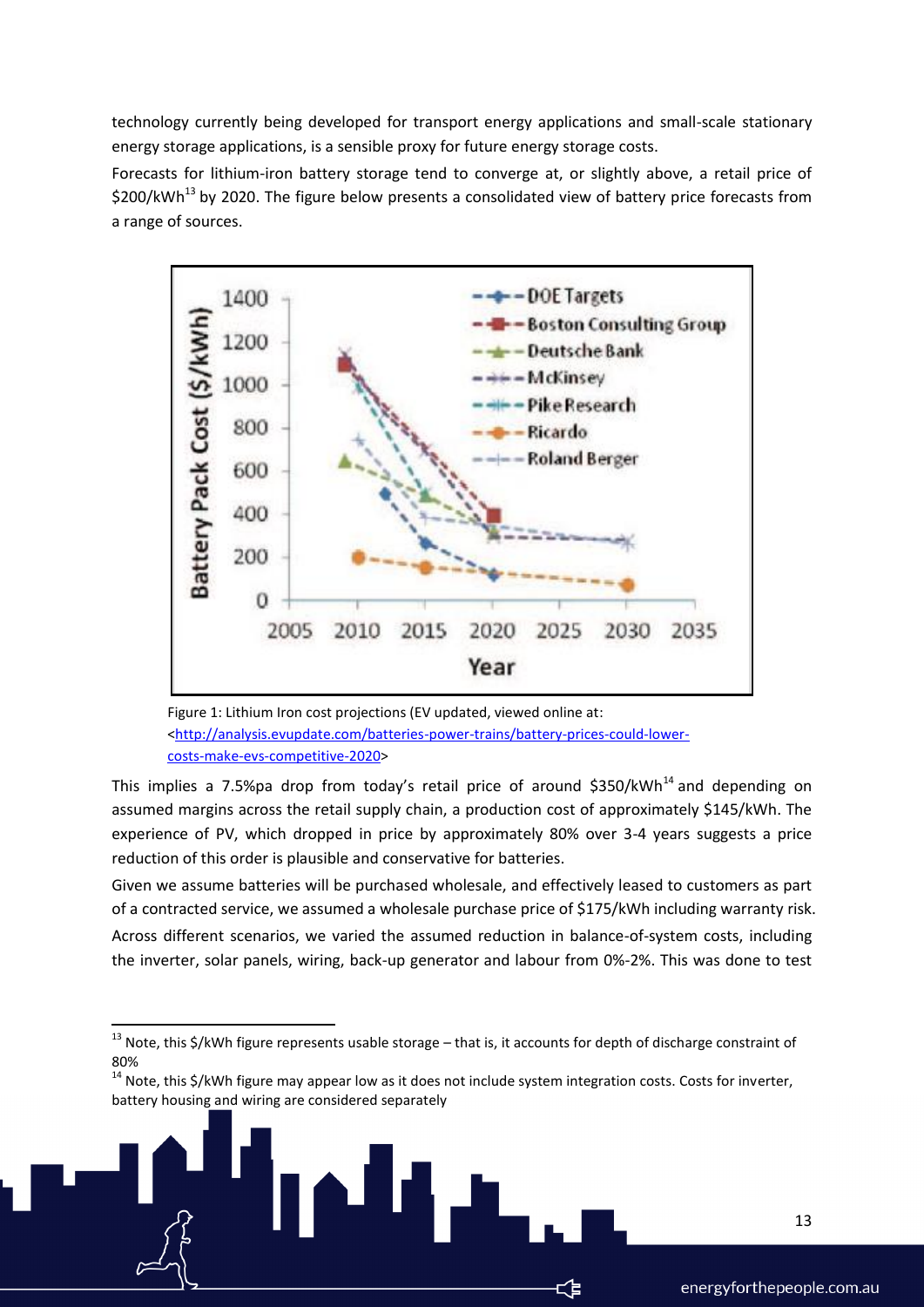technology currently being developed for transport energy applications and small-scale stationary energy storage applications, is a sensible proxy for future energy storage costs.

Forecasts for lithium-iron battery storage tend to converge at, or slightly above, a retail price of \$200/kWh[13] by 2020. The figure below presents a consolidated view of battery price forecasts from a range of sources.

Figure 1: Lithium Iron cost projections (EV updated, viewed online at: <http://analysis.evupdate.com/batteries-power-trains/battery-prices-could-lower-costs-make-evs-competitive-2020>

This implies a 7.5%pa drop from today's retail price of around \$350/kWh[14] and depending on assumed margins across the retail supply chain, a production cost of approximately \$145/kWh. The experience of PV, which dropped in price by approximately 80% over 3-4 years suggests a price reduction of this order is plausible and conservative for batteries.

Given we assume batteries will be purchased wholesale, and effectively leased to customers as part of a contracted service, we assumed a wholesale purchase price of \$175/kWh including warranty risk.

Across different scenarios, we varied the assumed reduction in balance-of-system costs, including the inverter, solar panels, wiring, back-up generator and labour from 0%-2%. This was done to test

[13] Note, this \$/kWh figure represents usable storage – that is, it accounts for depth of discharge constraint of 80%

[14] Note, this \$/kWh figure may appear low as it does not include system integration costs. Costs for inverter, battery housing and wiring are considered separately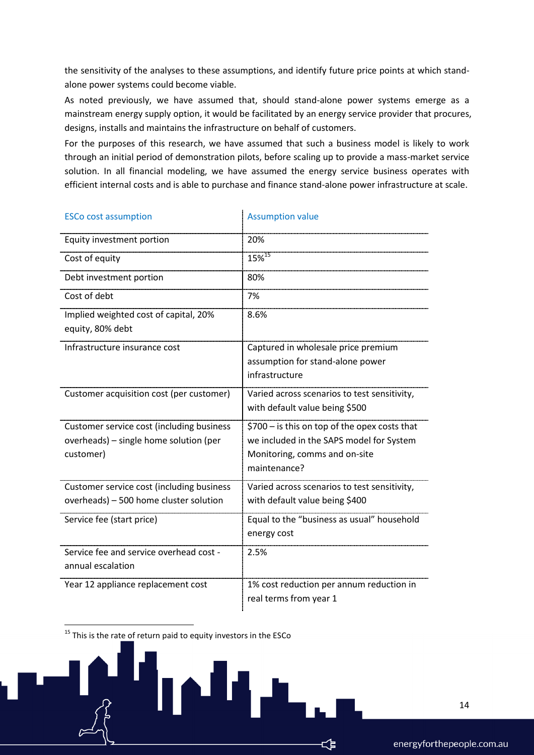the sensitivity of the analyses to these assumptions, and identify future price points at which stand-alone power systems could become viable.

As noted previously, we have assumed that, should stand-alone power systems emerge as a mainstream energy supply option, it would be facilitated by an energy service provider that procures, designs, installs and maintains the infrastructure on behalf of customers.

For the purposes of this research, we have assumed that such a business model is likely to work through an initial period of demonstration pilots, before scaling up to provide a mass-market service solution. In all financial modeling, we have assumed the energy service business operates with efficient internal costs and is able to purchase and finance stand-alone power infrastructure at scale.

| ESCo cost assumption | Assumption value |
|---|---|
| Equity investment portion | 20% |
| Cost of equity | 15%[15] |
| Debt investment portion | 80% |
| Cost of debt | 7% |
| Implied weighted cost of capital, 20% equity, 80% debt | 8.6% |
| Infrastructure insurance cost | Captured in wholesale price premium assumption for stand-alone power infrastructure |
| Customer acquisition cost (per customer) | Varied across scenarios to test sensitivity, with default value being $500 |
| Customer service cost (including business overheads) – single home solution (per customer) | $700 – is this on top of the opex costs that we included in the SAPS model for System Monitoring, comms and on-site maintenance? |
| Customer service cost (including business overheads) – 500 home cluster solution | Varied across scenarios to test sensitivity, with default value being $400 |
| Service fee (start price) | Equal to the "business as usual" household energy cost |
| Service fee and service overhead cost - annual escalation | 2.5% |
| Year 12 appliance replacement cost | 1% cost reduction per annum reduction in real terms from year 1 |

[15] This is the rate of return paid to equity investors in the ESCo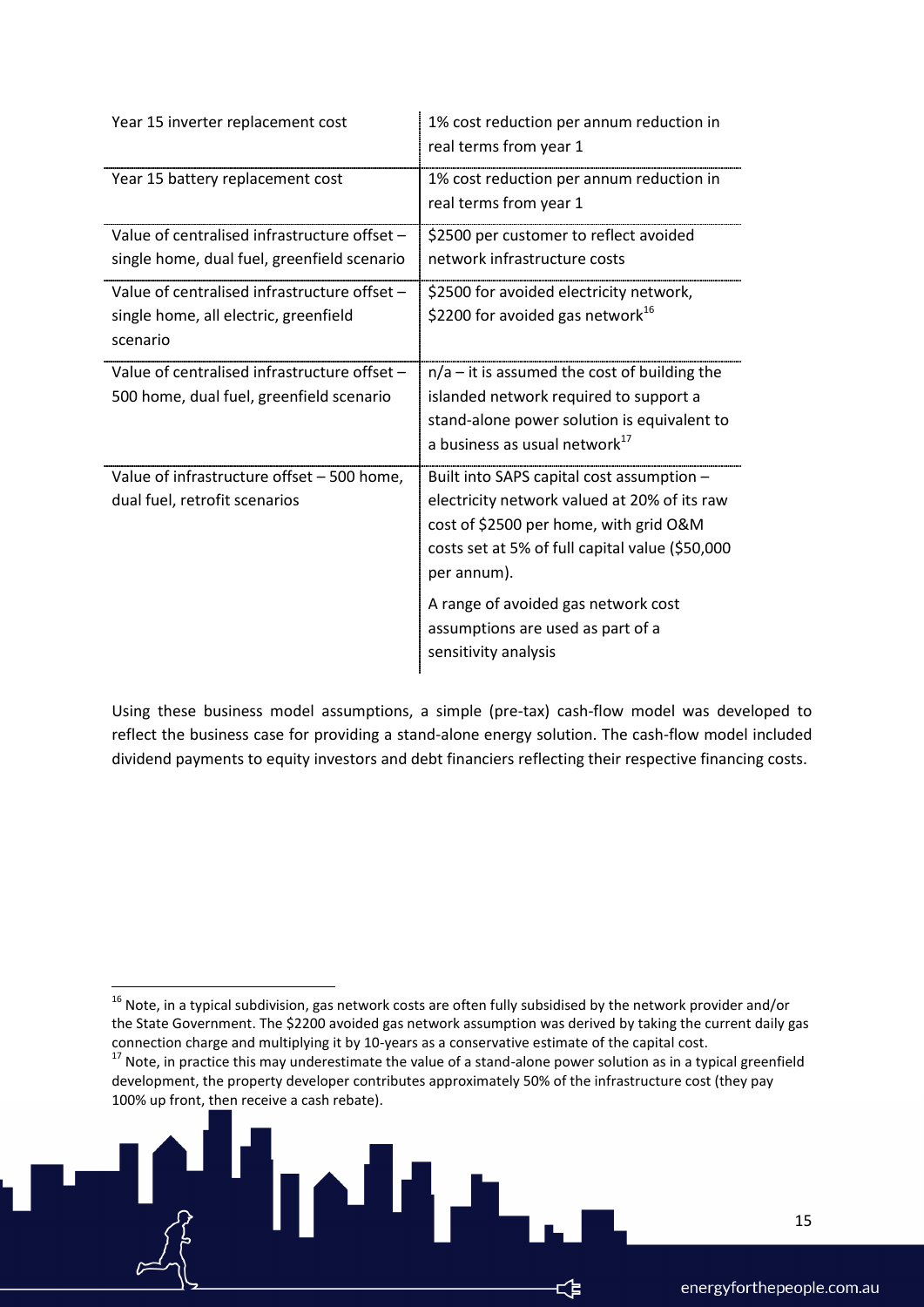| | |
|---|---|
| Year 15 inverter replacement cost | 1% cost reduction per annum reduction in real terms from year 1 |
| Year 15 battery replacement cost | 1% cost reduction per annum reduction in real terms from year 1 |
| Value of centralised infrastructure offset – single home, dual fuel, greenfield scenario | \$2500 per customer to reflect avoided network infrastructure costs |
| Value of centralised infrastructure offset – single home, all electric, greenfield scenario | \$2500 for avoided electricity network, \$2200 for avoided gas network[16] |
| Value of centralised infrastructure offset – 500 home, dual fuel, greenfield scenario | n/a – it is assumed the cost of building the islanded network required to support a stand-alone power solution is equivalent to a business as usual network[17] |
| Value of infrastructure offset – 500 home, dual fuel, retrofit scenarios | Built into SAPS capital cost assumption – electricity network valued at 20% of its raw cost of \$2500 per home, with grid O&M costs set at 5% of full capital value (\$50,000 per annum). A range of avoided gas network cost assumptions are used as part of a sensitivity analysis |

Using these business model assumptions, a simple (pre-tax) cash-flow model was developed to reflect the business case for providing a stand-alone energy solution. The cash-flow model included dividend payments to equity investors and debt financiers reflecting their respective financing costs.

[16] Note, in a typical subdivision, gas network costs are often fully subsidised by the network provider and/or the State Government. The \$2200 avoided gas network assumption was derived by taking the current daily gas connection charge and multiplying it by 10-years as a conservative estimate of the capital cost.

[17] Note, in practice this may underestimate the value of a stand-alone power solution as in a typical greenfield development, the property developer contributes approximately 50% of the infrastructure cost (they pay 100% up front, then receive a cash rebate).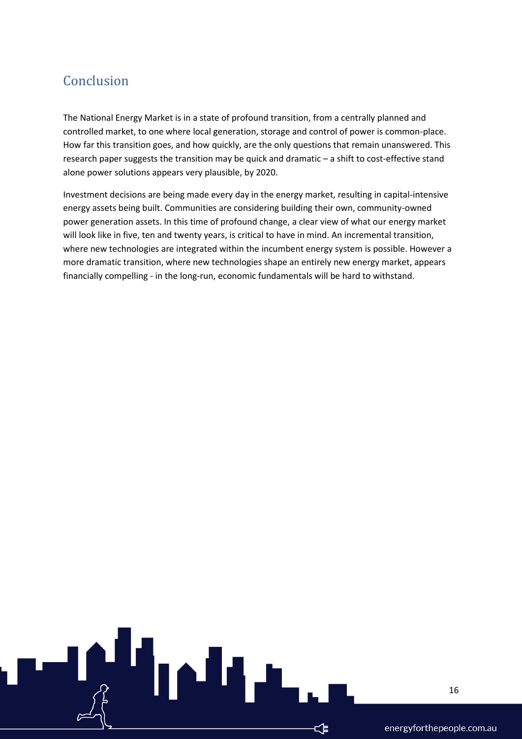## Conclusion

The National Energy Market is in a state of profound transition, from a centrally planned and controlled market, to one where local generation, storage and control of power is common-place. How far this transition goes, and how quickly, are the only questions that remain unanswered. This research paper suggests the transition may be quick and dramatic – a shift to cost-effective stand alone power solutions appears very plausible, by 2020.

Investment decisions are being made every day in the energy market, resulting in capital-intensive energy assets being built. Communities are considering building their own, community-owned power generation assets. In this time of profound change, a clear view of what our energy market will look like in five, ten and twenty years, is critical to have in mind. An incremental transition, where new technologies are integrated within the incumbent energy system is possible. However a more dramatic transition, where new technologies shape an entirely new energy market, appears financially compelling - in the long-run, economic fundamentals will be hard to withstand.